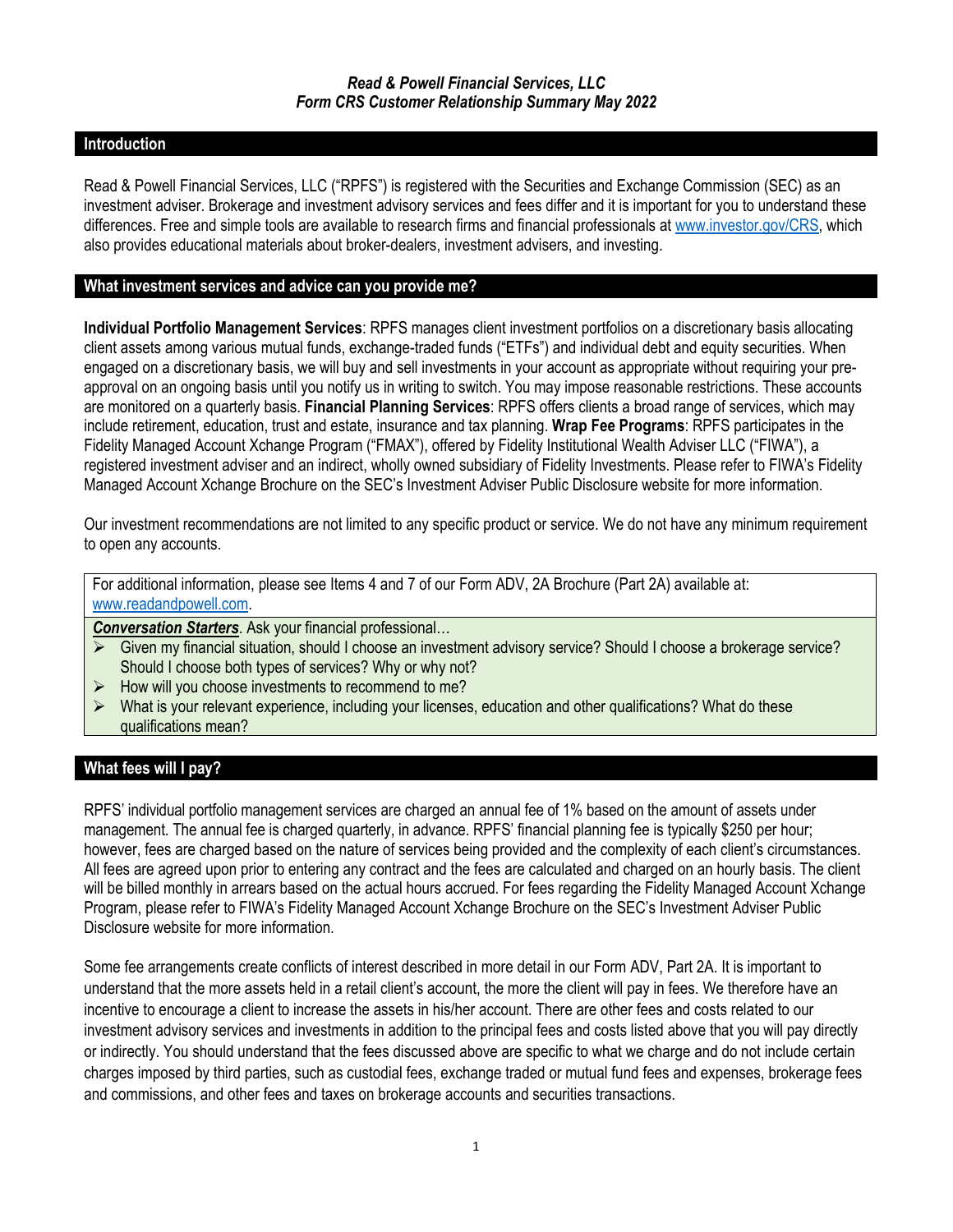***Read & Powell Financial Services, LLC***
***Form CRS Customer Relationship Summary May 2022***

## Introduction

Read & Powell Financial Services, LLC ("RPFS") is registered with the Securities and Exchange Commission (SEC) as an investment adviser. Brokerage and investment advisory services and fees differ and it is important for you to understand these differences. Free and simple tools are available to research firms and financial professionals at www.investor.gov/CRS, which also provides educational materials about broker-dealers, investment advisers, and investing.

## What investment services and advice can you provide me?

**Individual Portfolio Management Services**: RPFS manages client investment portfolios on a discretionary basis allocating client assets among various mutual funds, exchange-traded funds ("ETFs") and individual debt and equity securities. When engaged on a discretionary basis, we will buy and sell investments in your account as appropriate without requiring your pre-approval on an ongoing basis until you notify us in writing to switch. You may impose reasonable restrictions. These accounts are monitored on a quarterly basis. **Financial Planning Services**: RPFS offers clients a broad range of services, which may include retirement, education, trust and estate, insurance and tax planning. **Wrap Fee Programs**: RPFS participates in the Fidelity Managed Account Xchange Program ("FMAX"), offered by Fidelity Institutional Wealth Adviser LLC ("FIWA"), a registered investment adviser and an indirect, wholly owned subsidiary of Fidelity Investments. Please refer to FIWA's Fidelity Managed Account Xchange Brochure on the SEC's Investment Adviser Public Disclosure website for more information.

Our investment recommendations are not limited to any specific product or service. We do not have any minimum requirement to open any accounts.

For additional information, please see Items 4 and 7 of our Form ADV, 2A Brochure (Part 2A) available at: www.readandpowell.com.

***Conversation Starters***. Ask your financial professional…

- Given my financial situation, should I choose an investment advisory service? Should I choose a brokerage service? Should I choose both types of services? Why or why not?
- How will you choose investments to recommend to me?
- What is your relevant experience, including your licenses, education and other qualifications? What do these qualifications mean?

## What fees will I pay?

RPFS' individual portfolio management services are charged an annual fee of 1% based on the amount of assets under management. The annual fee is charged quarterly, in advance. RPFS' financial planning fee is typically $250 per hour; however, fees are charged based on the nature of services being provided and the complexity of each client's circumstances. All fees are agreed upon prior to entering any contract and the fees are calculated and charged on an hourly basis. The client will be billed monthly in arrears based on the actual hours accrued. For fees regarding the Fidelity Managed Account Xchange Program, please refer to FIWA's Fidelity Managed Account Xchange Brochure on the SEC's Investment Adviser Public Disclosure website for more information.

Some fee arrangements create conflicts of interest described in more detail in our Form ADV, Part 2A. It is important to understand that the more assets held in a retail client's account, the more the client will pay in fees. We therefore have an incentive to encourage a client to increase the assets in his/her account. There are other fees and costs related to our investment advisory services and investments in addition to the principal fees and costs listed above that you will pay directly or indirectly. You should understand that the fees discussed above are specific to what we charge and do not include certain charges imposed by third parties, such as custodial fees, exchange traded or mutual fund fees and expenses, brokerage fees and commissions, and other fees and taxes on brokerage accounts and securities transactions.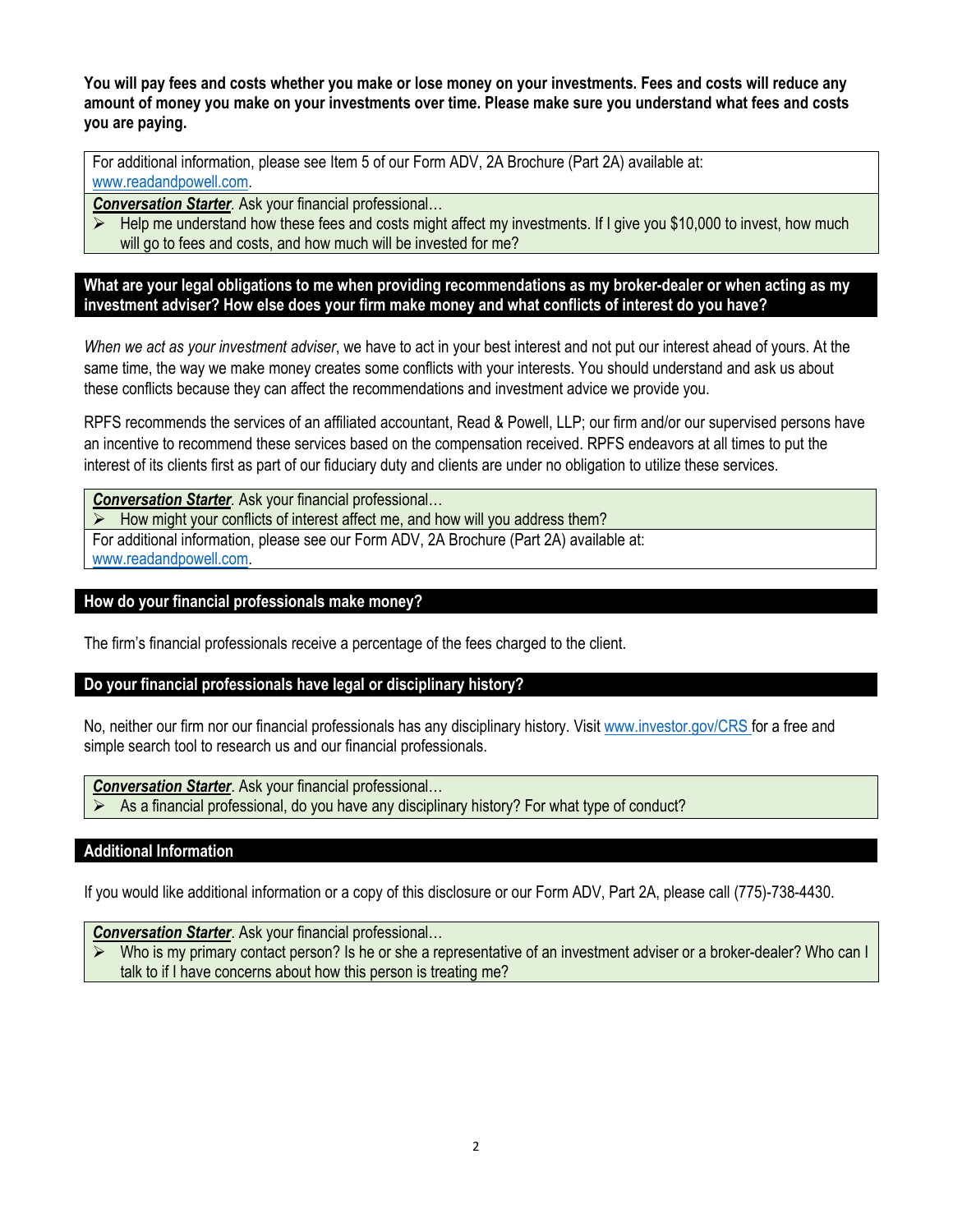**You will pay fees and costs whether you make or lose money on your investments. Fees and costs will reduce any amount of money you make on your investments over time. Please make sure you understand what fees and costs you are paying.**

For additional information, please see Item 5 of our Form ADV, 2A Brochure (Part 2A) available at: www.readandpowell.com.

***Conversation Starter***. Ask your financial professional…

- Help me understand how these fees and costs might affect my investments. If I give you $10,000 to invest, how much will go to fees and costs, and how much will be invested for me?

## What are your legal obligations to me when providing recommendations as my broker-dealer or when acting as my investment adviser? How else does your firm make money and what conflicts of interest do you have?

*When we act as your investment adviser*, we have to act in your best interest and not put our interest ahead of yours. At the same time, the way we make money creates some conflicts with your interests. You should understand and ask us about these conflicts because they can affect the recommendations and investment advice we provide you.

RPFS recommends the services of an affiliated accountant, Read & Powell, LLP; our firm and/or our supervised persons have an incentive to recommend these services based on the compensation received. RPFS endeavors at all times to put the interest of its clients first as part of our fiduciary duty and clients are under no obligation to utilize these services.

***Conversation Starter***. Ask your financial professional…

- How might your conflicts of interest affect me, and how will you address them?

For additional information, please see our Form ADV, 2A Brochure (Part 2A) available at: www.readandpowell.com.

## How do your financial professionals make money?

The firm's financial professionals receive a percentage of the fees charged to the client.

## Do your financial professionals have legal or disciplinary history?

No, neither our firm nor our financial professionals has any disciplinary history. Visit www.investor.gov/CRS for a free and simple search tool to research us and our financial professionals.

***Conversation Starter***. Ask your financial professional…

- As a financial professional, do you have any disciplinary history? For what type of conduct?

## Additional Information

If you would like additional information or a copy of this disclosure or our Form ADV, Part 2A, please call (775)-738-4430.

***Conversation Starter***. Ask your financial professional…

- Who is my primary contact person? Is he or she a representative of an investment adviser or a broker-dealer? Who can I talk to if I have concerns about how this person is treating me?